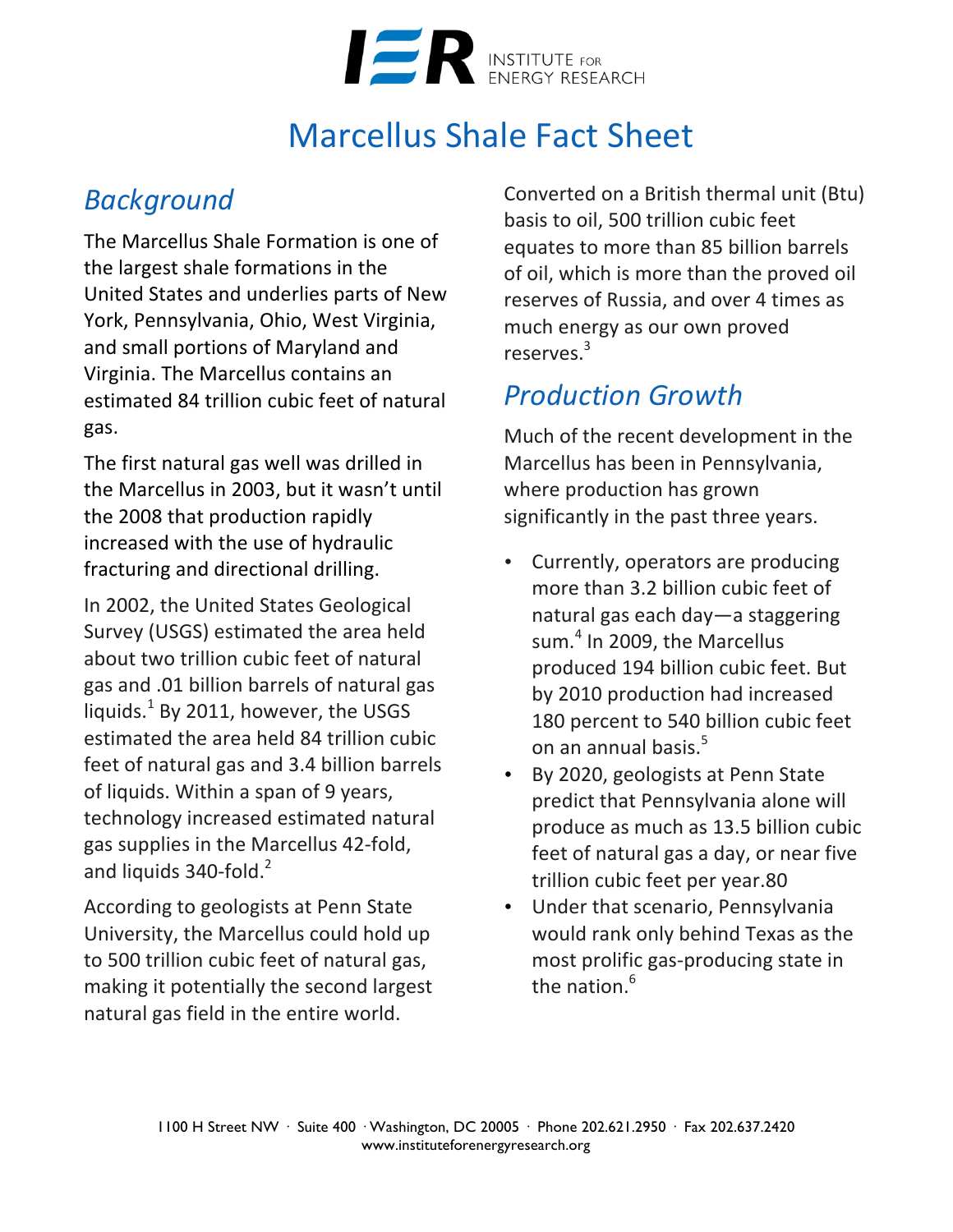# Marcellus Shale Fact Sheet

## *Background*

The Marcellus Shale Formation is one of the largest shale formations in the United States and underlies parts of New York, Pennsylvania, Ohio, West Virginia, and small portions of Maryland and Virginia. The Marcellus contains an estimated 84 trillion cubic feet of natural gas.

The first natural gas well was drilled in the Marcellus in 2003, but it wasn't until the 2008 that production rapidly increased with the use of hydraulic fracturing and directional drilling.

In 2002, the United States Geological Survey (USGS) estimated the area held about two trillion cubic feet of natural gas and .01 billion barrels of natural gas liquids.[1] By 2011, however, the USGS estimated the area held 84 trillion cubic feet of natural gas and 3.4 billion barrels of liquids. Within a span of 9 years, technology increased estimated natural gas supplies in the Marcellus 42-fold, and liquids 340-fold.[2]

According to geologists at Penn State University, the Marcellus could hold up to 500 trillion cubic feet of natural gas, making it potentially the second largest natural gas field in the entire world. Converted on a British thermal unit (Btu) basis to oil, 500 trillion cubic feet equates to more than 85 billion barrels of oil, which is more than the proved oil reserves of Russia, and over 4 times as much energy as our own proved reserves.[3]

## *Production Growth*

Much of the recent development in the Marcellus has been in Pennsylvania, where production has grown significantly in the past three years.

- Currently, operators are producing more than 3.2 billion cubic feet of natural gas each day—a staggering sum.[4] In 2009, the Marcellus produced 194 billion cubic feet. But by 2010 production had increased 180 percent to 540 billion cubic feet on an annual basis.[5]
- By 2020, geologists at Penn State predict that Pennsylvania alone will produce as much as 13.5 billion cubic feet of natural gas a day, or near five trillion cubic feet per year.80
- Under that scenario, Pennsylvania would rank only behind Texas as the most prolific gas-producing state in the nation.[6]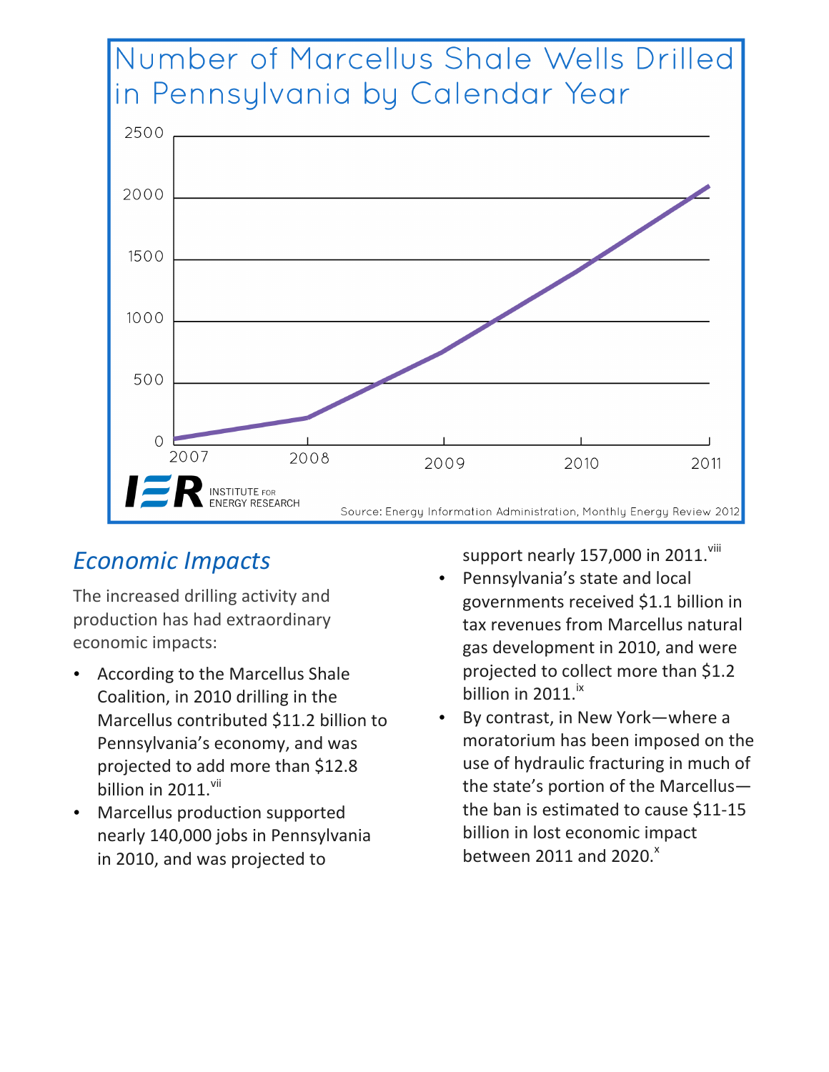## Number of Marcellus Shale Wells Drilled in Pennsylvania by Calendar Year

Source: Energy Information Administration, Monthly Energy Review 2012

## *Economic Impacts*

The increased drilling activity and production has had extraordinary economic impacts:

- According to the Marcellus Shale Coalition, in 2010 drilling in the Marcellus contributed $11.2 billion to Pennsylvania's economy, and was projected to add more than $12.8 billion in 2011.[vii]
- Marcellus production supported nearly 140,000 jobs in Pennsylvania in 2010, and was projected to support nearly 157,000 in 2011.[viii]
- Pennsylvania's state and local governments received $1.1 billion in tax revenues from Marcellus natural gas development in 2010, and were projected to collect more than $1.2 billion in 2011.[ix]
- By contrast, in New York—where a moratorium has been imposed on the use of hydraulic fracturing in much of the state's portion of the Marcellus—the ban is estimated to cause $11-15 billion in lost economic impact between 2011 and 2020.[x]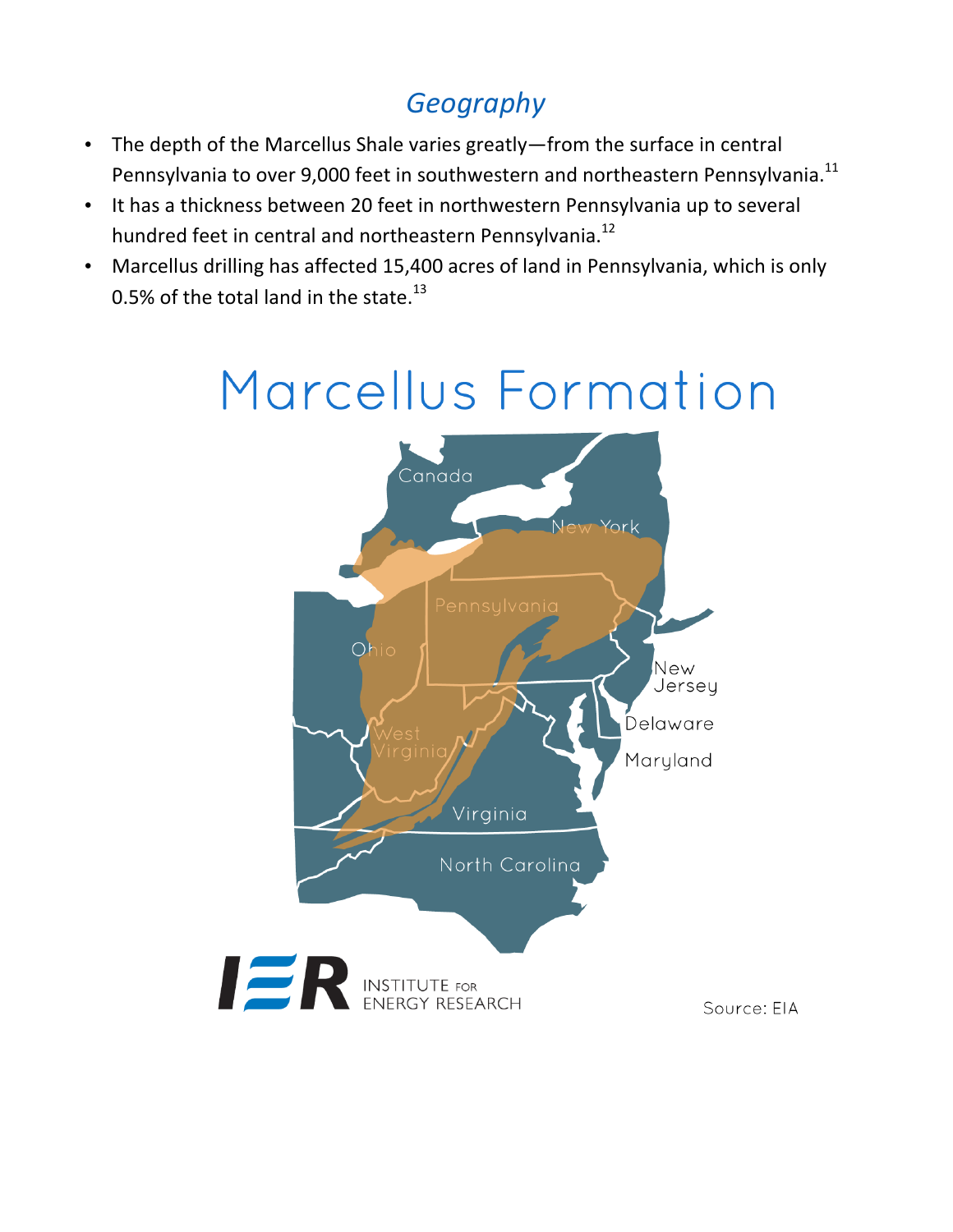## *Geography*

- The depth of the Marcellus Shale varies greatly—from the surface in central Pennsylvania to over 9,000 feet in southwestern and northeastern Pennsylvania.[11]
- It has a thickness between 20 feet in northwestern Pennsylvania up to several hundred feet in central and northeastern Pennsylvania.[12]
- Marcellus drilling has affected 15,400 acres of land in Pennsylvania, which is only 0.5% of the total land in the state.[13]

# Marcellus Formation

Source: EIA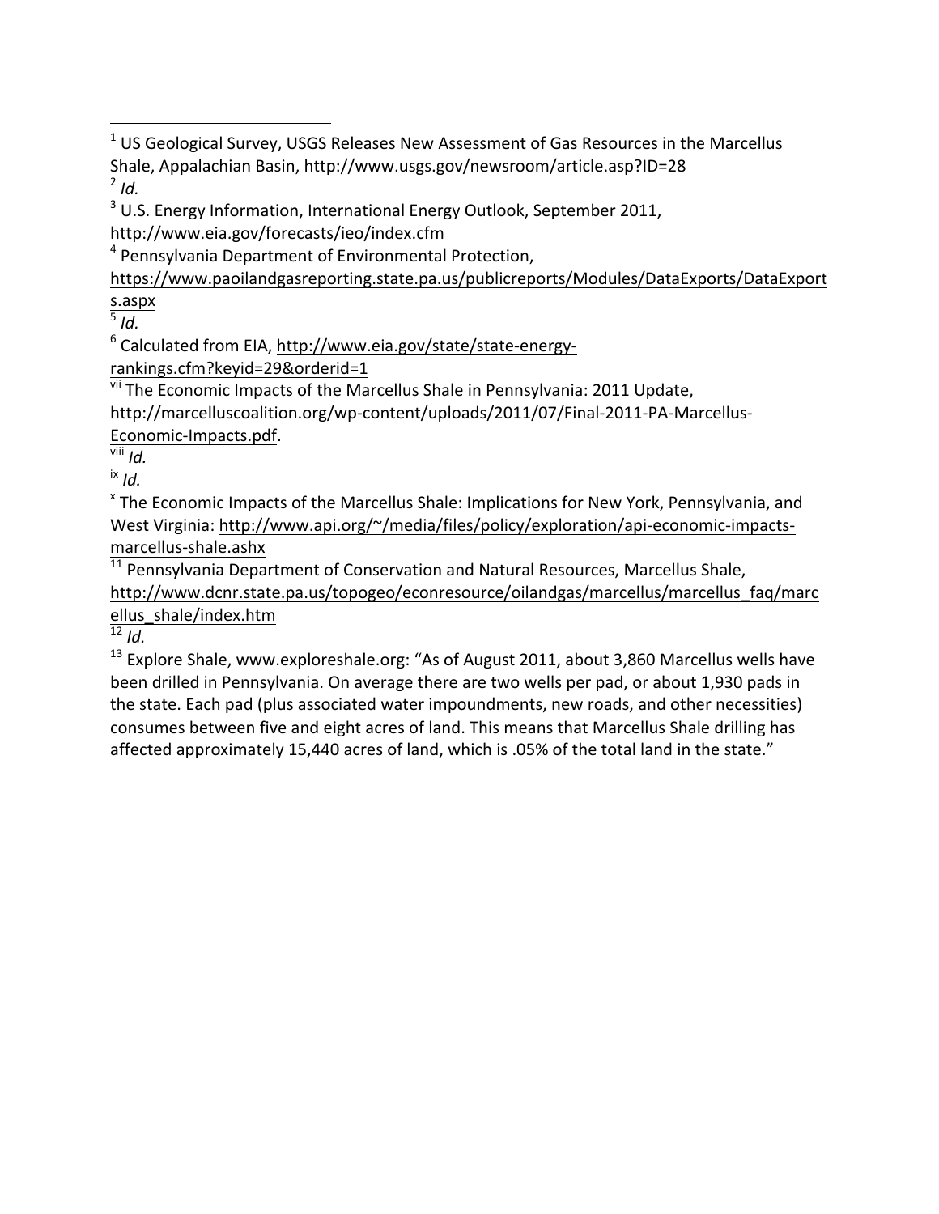[1] US Geological Survey, USGS Releases New Assessment of Gas Resources in the Marcellus Shale, Appalachian Basin, http://www.usgs.gov/newsroom/article.asp?ID=28

[2] *Id.*

[3] U.S. Energy Information, International Energy Outlook, September 2011, http://www.eia.gov/forecasts/ieo/index.cfm

[4] Pennsylvania Department of Environmental Protection, https://www.paoilandgasreporting.state.pa.us/publicreports/Modules/DataExports/DataExports.aspx

[5] *Id.*

[6] Calculated from EIA, http://www.eia.gov/state/state-energy-rankings.cfm?keyid=29&orderid=1

[vii] The Economic Impacts of the Marcellus Shale in Pennsylvania: 2011 Update, http://marcelluscoalition.org/wp-content/uploads/2011/07/Final-2011-PA-Marcellus-Economic-Impacts.pdf.

[viii] *Id.*

[ix] *Id.*

[x] The Economic Impacts of the Marcellus Shale: Implications for New York, Pennsylvania, and West Virginia: http://www.api.org/~/media/files/policy/exploration/api-economic-impacts-marcellus-shale.ashx

[11] Pennsylvania Department of Conservation and Natural Resources, Marcellus Shale, http://www.dcnr.state.pa.us/topogeo/econresource/oilandgas/marcellus/marcellus_faq/marcellus_shale/index.htm

[12] *Id.*

[13] Explore Shale, www.exploreshale.org: "As of August 2011, about 3,860 Marcellus wells have been drilled in Pennsylvania. On average there are two wells per pad, or about 1,930 pads in the state. Each pad (plus associated water impoundments, new roads, and other necessities) consumes between five and eight acres of land. This means that Marcellus Shale drilling has affected approximately 15,440 acres of land, which is .05% of the total land in the state."